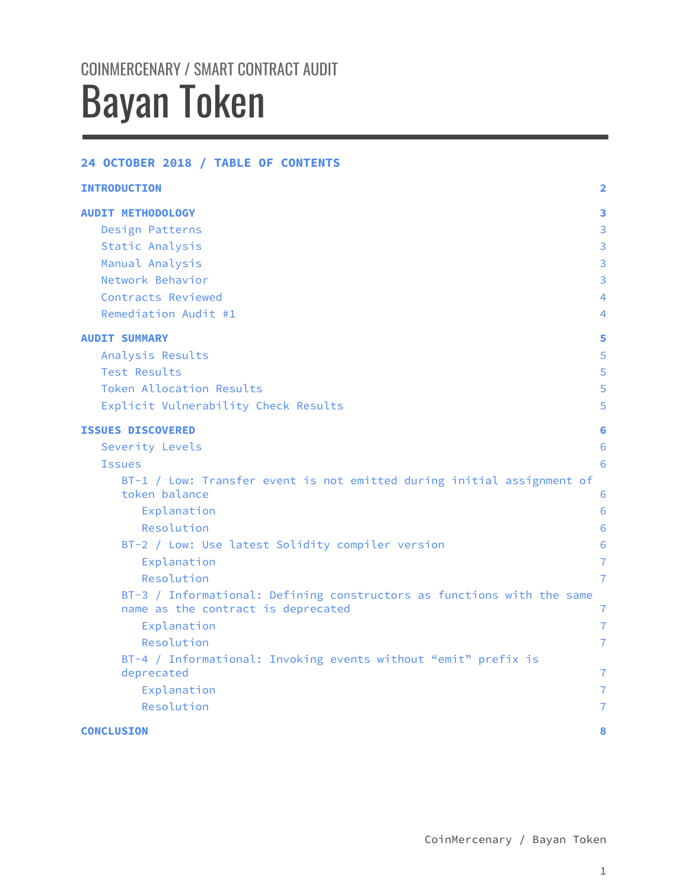COINMERCENARY / SMART CONTRACT AUDIT

# Bayan Token

**24 OCTOBER 2018 / TABLE OF CONTENTS**

**INTRODUCTION** 2

**AUDIT METHODOLOGY** 3
- Design Patterns 3
- Static Analysis 3
- Manual Analysis 3
- Network Behavior 3
- Contracts Reviewed 4
- Remediation Audit #1 4

**AUDIT SUMMARY** 5
- Analysis Results 5
- Test Results 5
- Token Allocation Results 5
- Explicit Vulnerability Check Results 5

**ISSUES DISCOVERED** 6
- Severity Levels 6
- Issues 6
  - BT-1 / Low: Transfer event is not emitted during initial assignment of token balance 6
    - Explanation 6
    - Resolution 6
  - BT-2 / Low: Use latest Solidity compiler version 6
    - Explanation 7
    - Resolution 7
  - BT-3 / Informational: Defining constructors as functions with the same name as the contract is deprecated 7
    - Explanation 7
    - Resolution 7
  - BT-4 / Informational: Invoking events without “emit” prefix is deprecated 7
    - Explanation 7
    - Resolution 7

**CONCLUSION** 8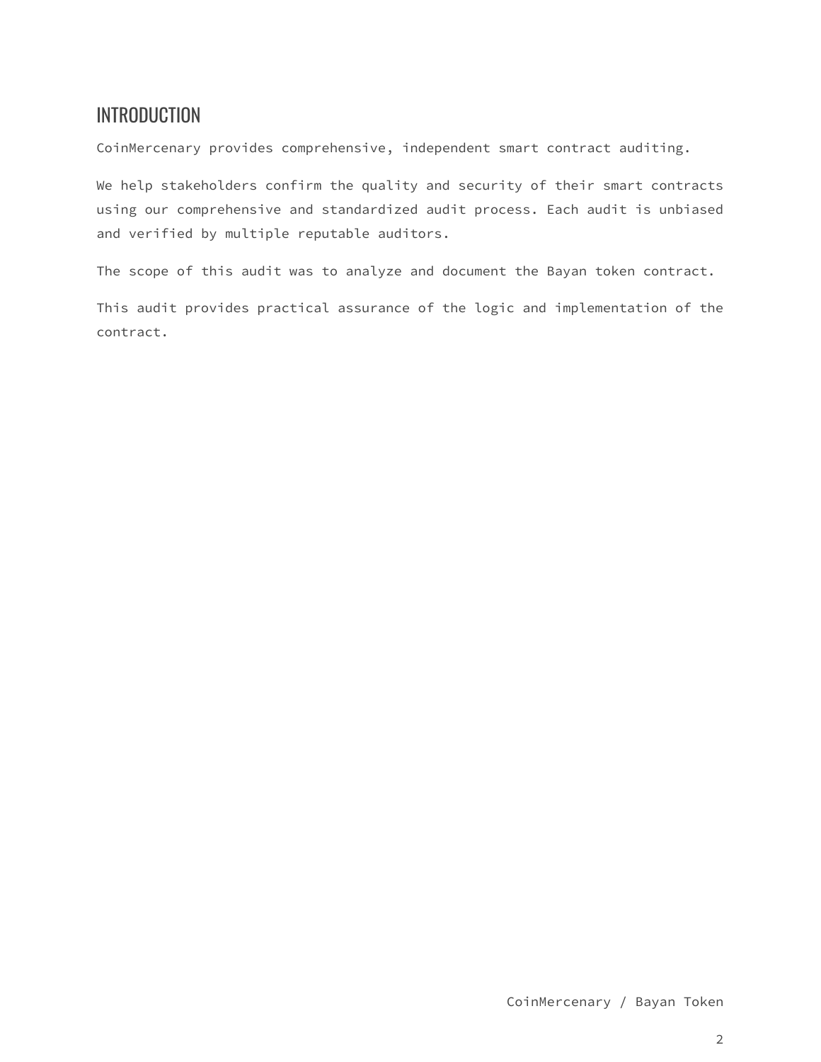# INTRODUCTION

CoinMercenary provides comprehensive, independent smart contract auditing.

We help stakeholders confirm the quality and security of their smart contracts using our comprehensive and standardized audit process. Each audit is unbiased and verified by multiple reputable auditors.

The scope of this audit was to analyze and document the Bayan token contract.

This audit provides practical assurance of the logic and implementation of the contract.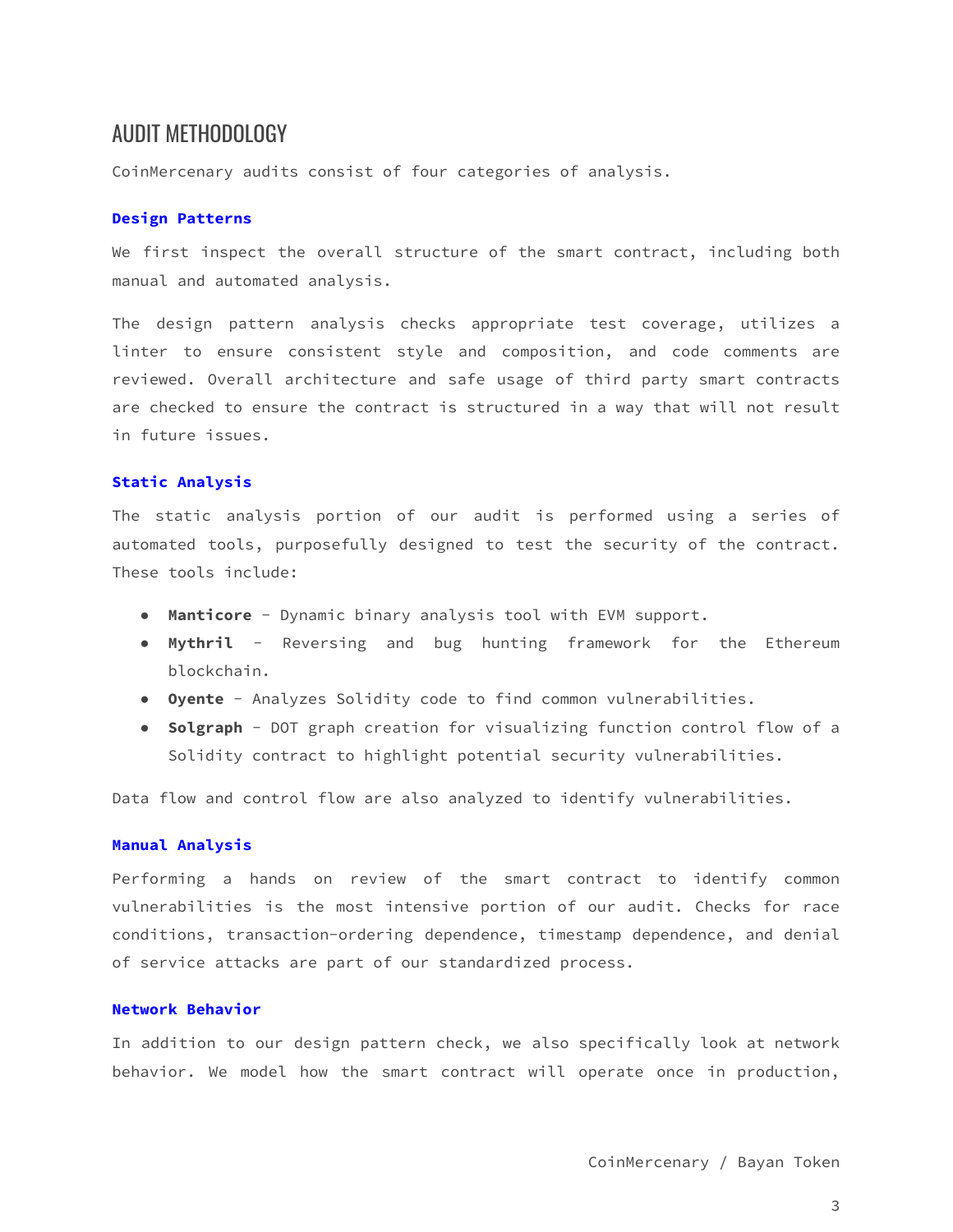# AUDIT METHODOLOGY

CoinMercenary audits consist of four categories of analysis.

### Design Patterns

We first inspect the overall structure of the smart contract, including both manual and automated analysis.

The design pattern analysis checks appropriate test coverage, utilizes a linter to ensure consistent style and composition, and code comments are reviewed. Overall architecture and safe usage of third party smart contracts are checked to ensure the contract is structured in a way that will not result in future issues.

### Static Analysis

The static analysis portion of our audit is performed using a series of automated tools, purposefully designed to test the security of the contract. These tools include:

- **Manticore** - Dynamic binary analysis tool with EVM support.
- **Mythril** - Reversing and bug hunting framework for the Ethereum blockchain.
- **Oyente** - Analyzes Solidity code to find common vulnerabilities.
- **Solgraph** - DOT graph creation for visualizing function control flow of a Solidity contract to highlight potential security vulnerabilities.

Data flow and control flow are also analyzed to identify vulnerabilities.

### Manual Analysis

Performing a hands on review of the smart contract to identify common vulnerabilities is the most intensive portion of our audit. Checks for race conditions, transaction-ordering dependence, timestamp dependence, and denial of service attacks are part of our standardized process.

### Network Behavior

In addition to our design pattern check, we also specifically look at network behavior. We model how the smart contract will operate once in production,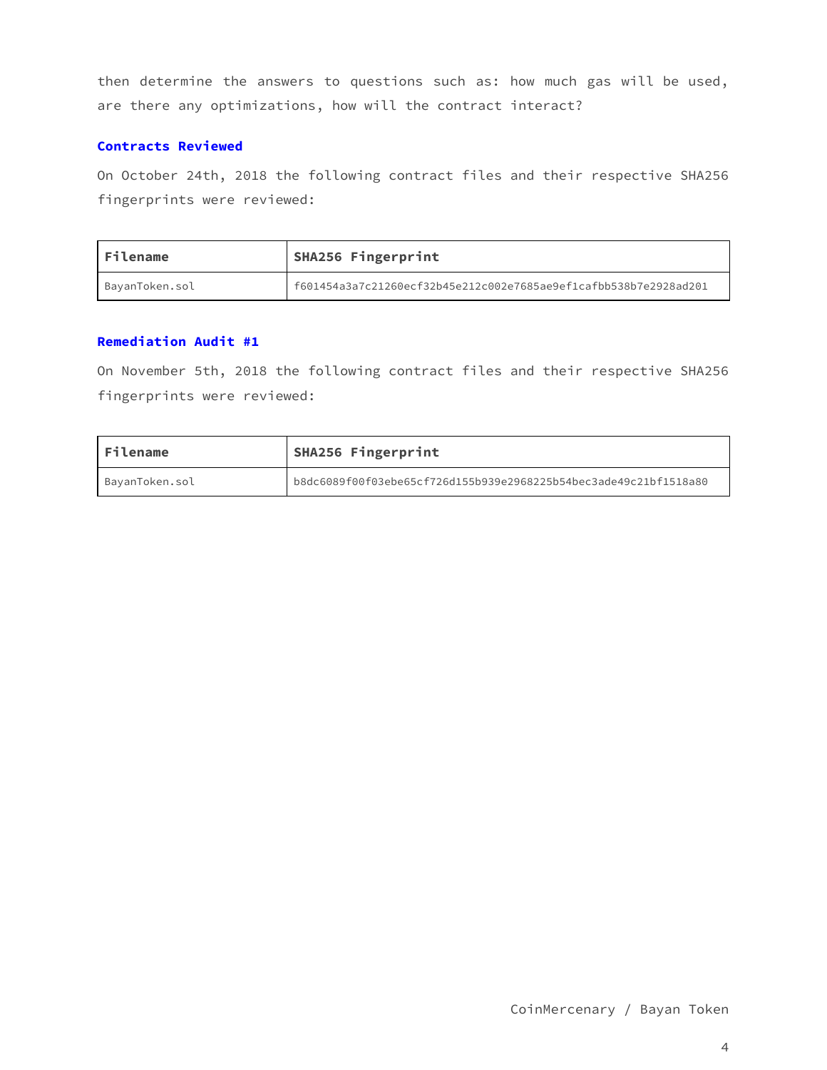then determine the answers to questions such as: how much gas will be used, are there any optimizations, how will the contract interact?

### Contracts Reviewed

On October 24th, 2018 the following contract files and their respective SHA256 fingerprints were reviewed:

| Filename | SHA256 Fingerprint |
| --- | --- |
| BayanToken.sol | f601454a3a7c21260ecf32b45e212c002e7685ae9ef1cafbb538b7e2928ad201 |

### Remediation Audit #1

On November 5th, 2018 the following contract files and their respective SHA256 fingerprints were reviewed:

| Filename | SHA256 Fingerprint |
| --- | --- |
| BayanToken.sol | b8dc6089f00f03ebe65cf726d155b939e2968225b54bec3ade49c21bf1518a80 |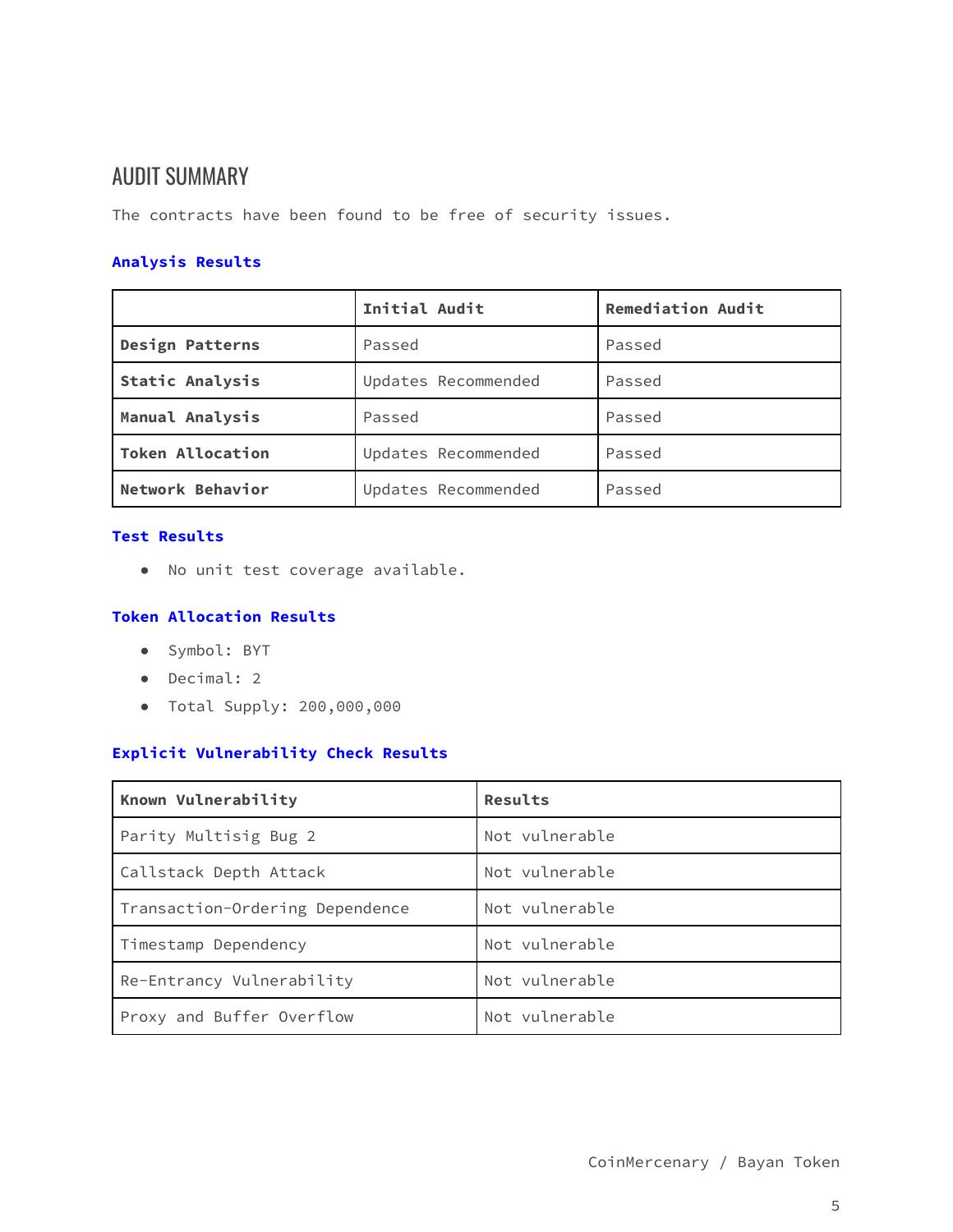## AUDIT SUMMARY

The contracts have been found to be free of security issues.

### Analysis Results

| | Initial Audit | Remediation Audit |
|---|---|---|
| **Design Patterns** | Passed | Passed |
| **Static Analysis** | Updates Recommended | Passed |
| **Manual Analysis** | Passed | Passed |
| **Token Allocation** | Updates Recommended | Passed |
| **Network Behavior** | Updates Recommended | Passed |

### Test Results

- No unit test coverage available.

### Token Allocation Results

- Symbol: BYT
- Decimal: 2
- Total Supply: 200,000,000

### Explicit Vulnerability Check Results

| Known Vulnerability | Results |
|---|---|
| Parity Multisig Bug 2 | Not vulnerable |
| Callstack Depth Attack | Not vulnerable |
| Transaction-Ordering Dependence | Not vulnerable |
| Timestamp Dependency | Not vulnerable |
| Re-Entrancy Vulnerability | Not vulnerable |
| Proxy and Buffer Overflow | Not vulnerable |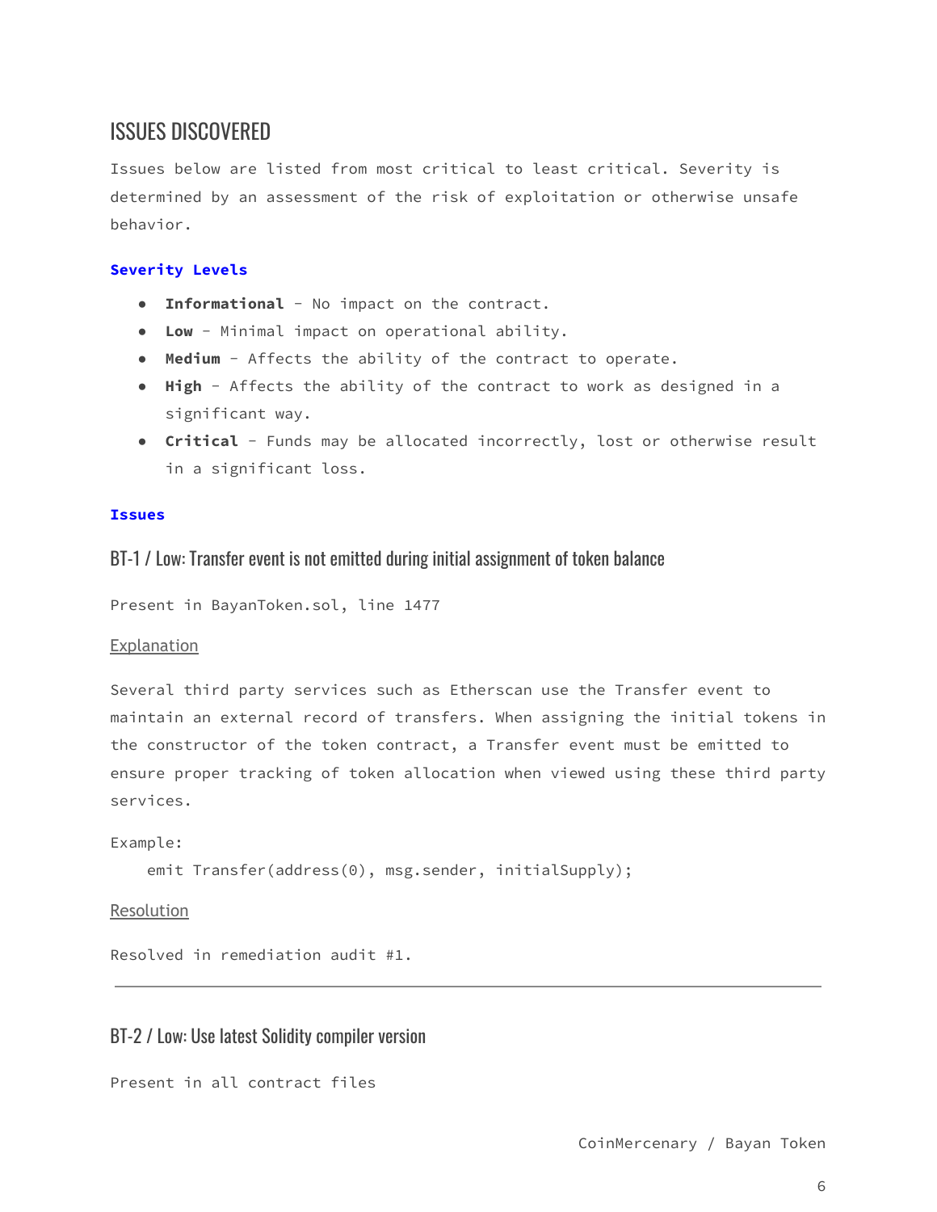## ISSUES DISCOVERED

Issues below are listed from most critical to least critical. Severity is determined by an assessment of the risk of exploitation or otherwise unsafe behavior.

### Severity Levels

- **Informational** - No impact on the contract.
- **Low** - Minimal impact on operational ability.
- **Medium** - Affects the ability of the contract to operate.
- **High** - Affects the ability of the contract to work as designed in a significant way.
- **Critical** - Funds may be allocated incorrectly, lost or otherwise result in a significant loss.

### Issues

#### BT-1 / Low: Transfer event is not emitted during initial assignment of token balance

Present in BayanToken.sol, line 1477

Explanation

Several third party services such as Etherscan use the Transfer event to maintain an external record of transfers. When assigning the initial tokens in the constructor of the token contract, a Transfer event must be emitted to ensure proper tracking of token allocation when viewed using these third party services.

Example:

```
emit Transfer(address(0), msg.sender, initialSupply);
```

Resolution

Resolved in remediation audit #1.

---

#### BT-2 / Low: Use latest Solidity compiler version

Present in all contract files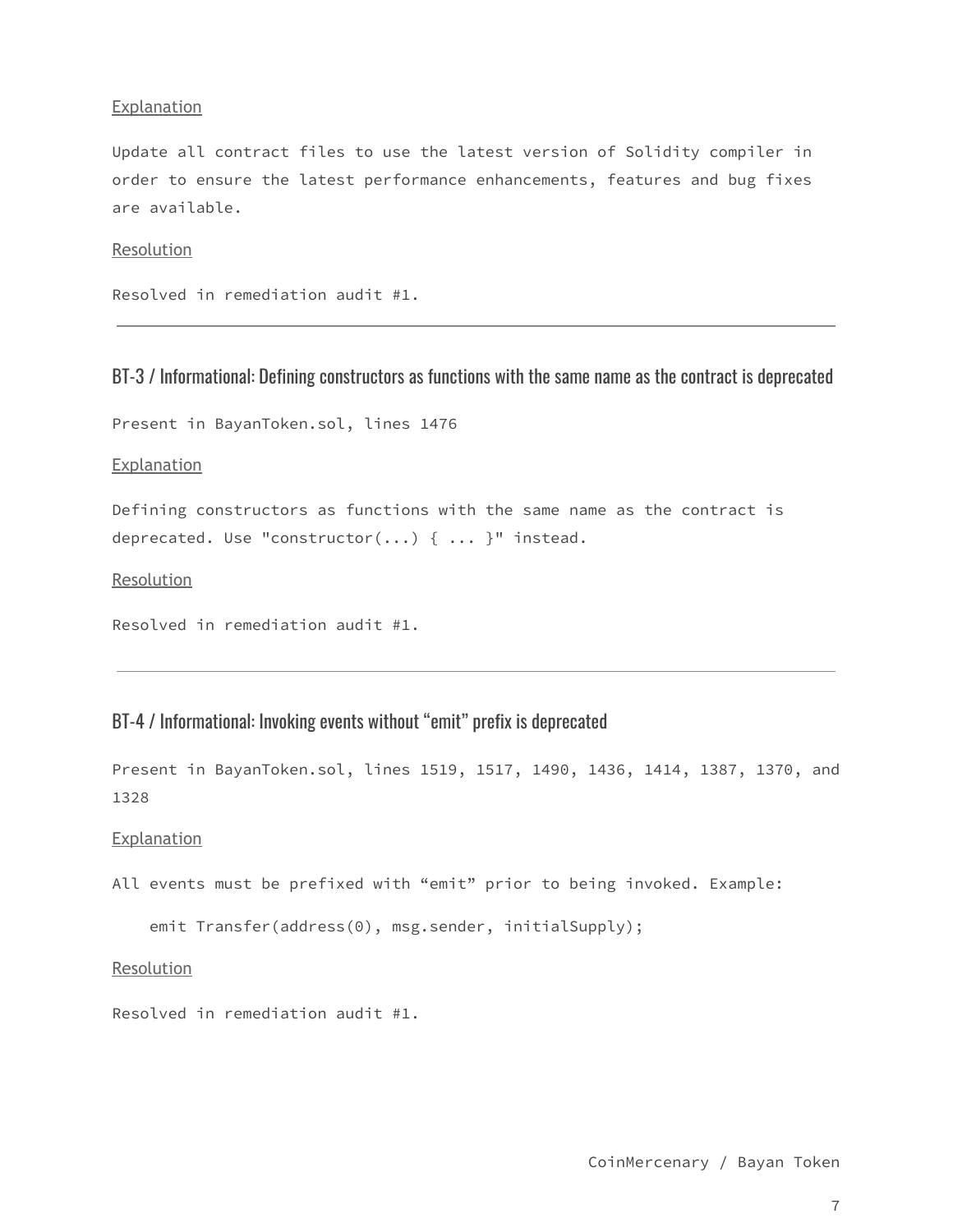Explanation

Update all contract files to use the latest version of Solidity compiler in order to ensure the latest performance enhancements, features and bug fixes are available.

Resolution

Resolved in remediation audit #1.

---

### BT-3 / Informational: Defining constructors as functions with the same name as the contract is deprecated

Present in BayanToken.sol, lines 1476

Explanation

Defining constructors as functions with the same name as the contract is deprecated. Use "constructor(...) { ... }" instead.

Resolution

Resolved in remediation audit #1.

---

### BT-4 / Informational: Invoking events without "emit" prefix is deprecated

Present in BayanToken.sol, lines 1519, 1517, 1490, 1436, 1414, 1387, 1370, and 1328

Explanation

All events must be prefixed with "emit" prior to being invoked. Example:

```
emit Transfer(address(0), msg.sender, initialSupply);
```

Resolution

Resolved in remediation audit #1.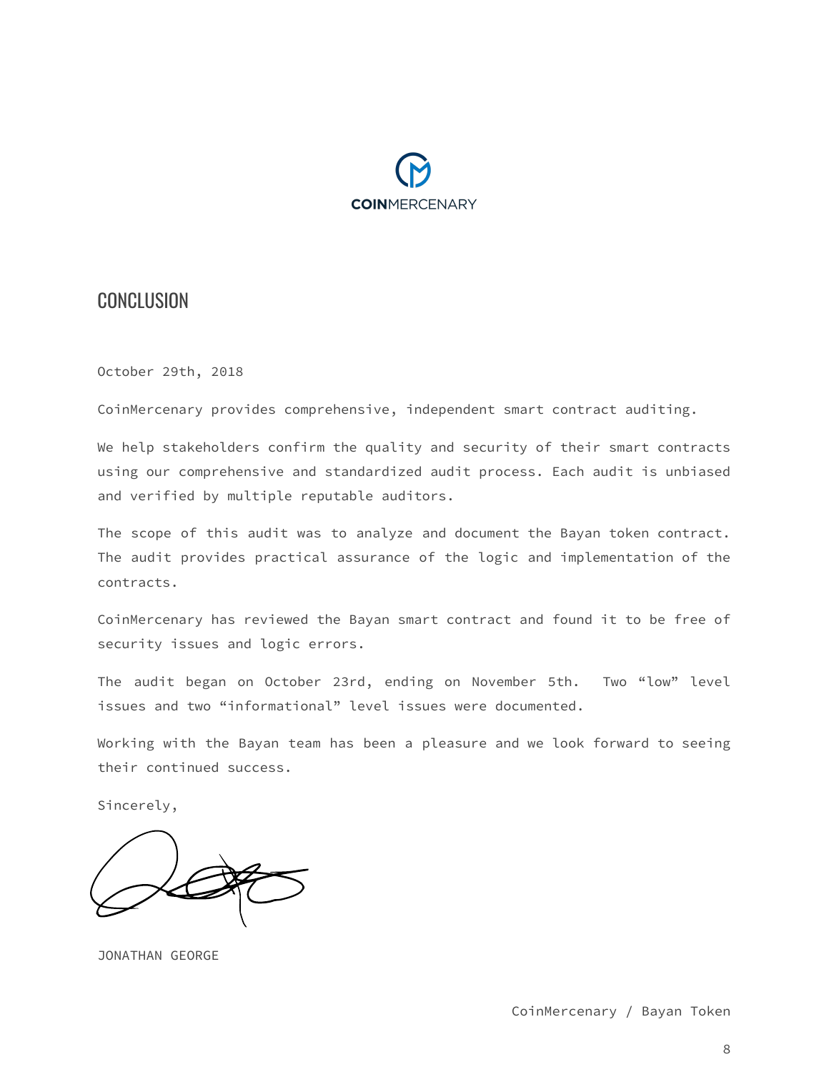# CONCLUSION

October 29th, 2018

CoinMercenary provides comprehensive, independent smart contract auditing.

We help stakeholders confirm the quality and security of their smart contracts using our comprehensive and standardized audit process. Each audit is unbiased and verified by multiple reputable auditors.

The scope of this audit was to analyze and document the Bayan token contract. The audit provides practical assurance of the logic and implementation of the contracts.

CoinMercenary has reviewed the Bayan smart contract and found it to be free of security issues and logic errors.

The audit began on October 23rd, ending on November 5th. Two "low" level issues and two "informational" level issues were documented.

Working with the Bayan team has been a pleasure and we look forward to seeing their continued success.

Sincerely,

JONATHAN GEORGE